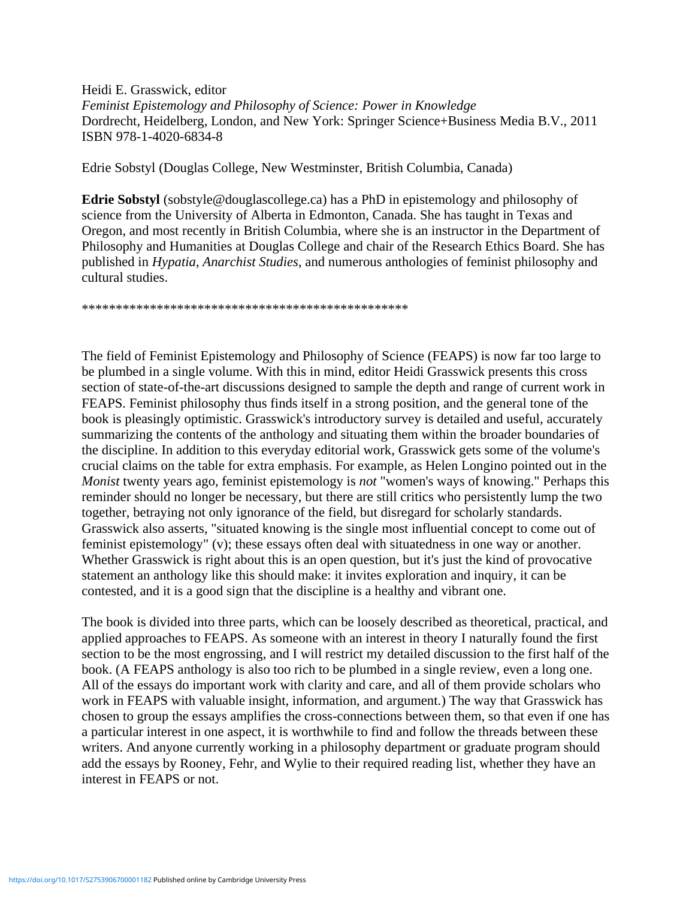Heidi E. Grasswick, editor  
*Feminist Epistemology and Philosophy of Science: Power in Knowledge*  
Dordrecht, Heidelberg, London, and New York: Springer Science+Business Media B.V., 2011  
ISBN 978-1-4020-6834-8

Edrie Sobstyl (Douglas College, New Westminster, British Columbia, Canada)

**Edrie Sobstyl** (sobstyle@douglascollege.ca) has a PhD in epistemology and philosophy of science from the University of Alberta in Edmonton, Canada. She has taught in Texas and Oregon, and most recently in British Columbia, where she is an instructor in the Department of Philosophy and Humanities at Douglas College and chair of the Research Ethics Board. She has published in *Hypatia*, *Anarchist Studies*, and numerous anthologies of feminist philosophy and cultural studies.

************************************************

The field of Feminist Epistemology and Philosophy of Science (FEAPS) is now far too large to be plumbed in a single volume. With this in mind, editor Heidi Grasswick presents this cross section of state-of-the-art discussions designed to sample the depth and range of current work in FEAPS. Feminist philosophy thus finds itself in a strong position, and the general tone of the book is pleasingly optimistic. Grasswick's introductory survey is detailed and useful, accurately summarizing the contents of the anthology and situating them within the broader boundaries of the discipline. In addition to this everyday editorial work, Grasswick gets some of the volume's crucial claims on the table for extra emphasis. For example, as Helen Longino pointed out in the *Monist* twenty years ago, feminist epistemology is *not* "women's ways of knowing." Perhaps this reminder should no longer be necessary, but there are still critics who persistently lump the two together, betraying not only ignorance of the field, but disregard for scholarly standards. Grasswick also asserts, "situated knowing is the single most influential concept to come out of feminist epistemology" (v); these essays often deal with situatedness in one way or another. Whether Grasswick is right about this is an open question, but it's just the kind of provocative statement an anthology like this should make: it invites exploration and inquiry, it can be contested, and it is a good sign that the discipline is a healthy and vibrant one.

The book is divided into three parts, which can be loosely described as theoretical, practical, and applied approaches to FEAPS. As someone with an interest in theory I naturally found the first section to be the most engrossing, and I will restrict my detailed discussion to the first half of the book. (A FEAPS anthology is also too rich to be plumbed in a single review, even a long one. All of the essays do important work with clarity and care, and all of them provide scholars who work in FEAPS with valuable insight, information, and argument.) The way that Grasswick has chosen to group the essays amplifies the cross-connections between them, so that even if one has a particular interest in one aspect, it is worthwhile to find and follow the threads between these writers. And anyone currently working in a philosophy department or graduate program should add the essays by Rooney, Fehr, and Wylie to their required reading list, whether they have an interest in FEAPS or not.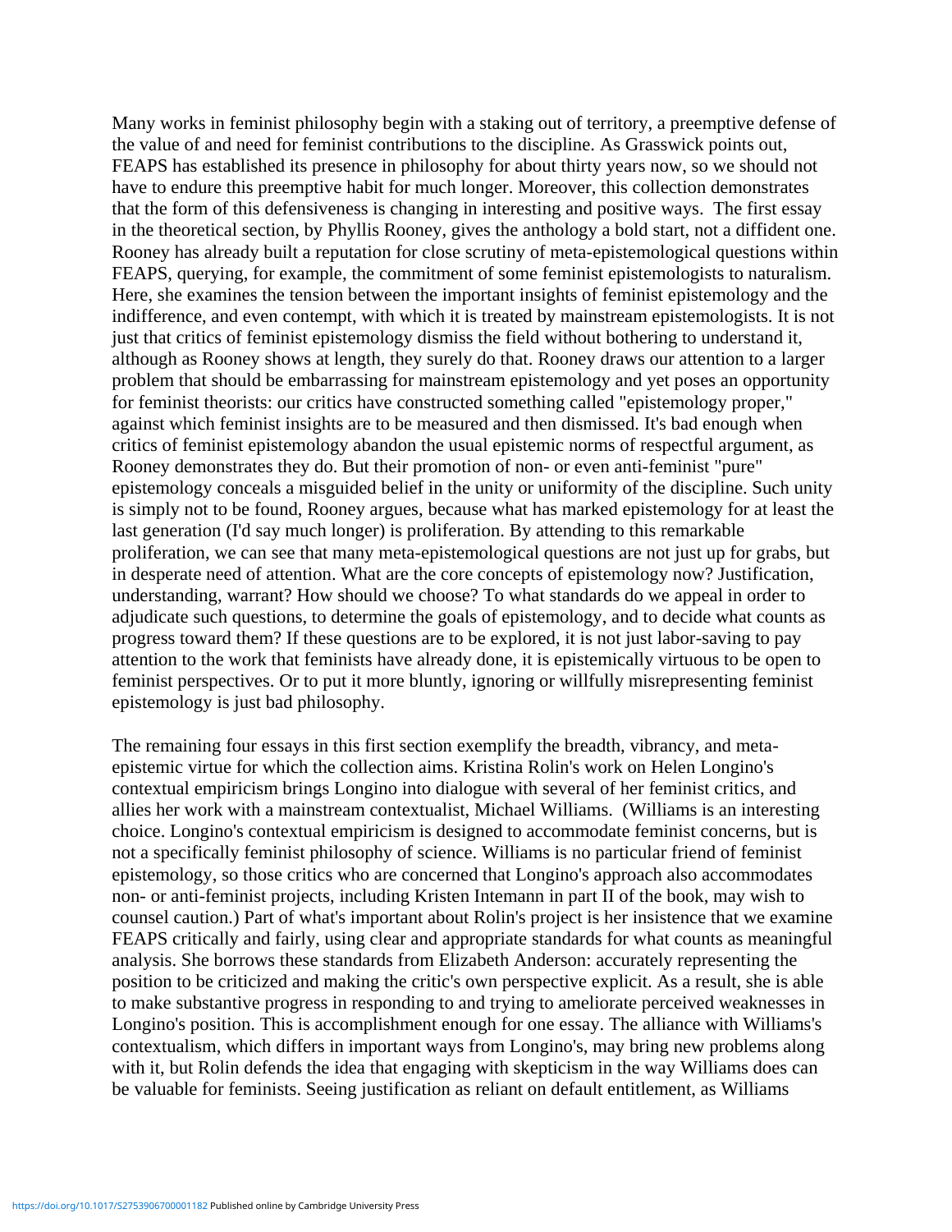Many works in feminist philosophy begin with a staking out of territory, a preemptive defense of the value of and need for feminist contributions to the discipline. As Grasswick points out, FEAPS has established its presence in philosophy for about thirty years now, so we should not have to endure this preemptive habit for much longer. Moreover, this collection demonstrates that the form of this defensiveness is changing in interesting and positive ways. The first essay in the theoretical section, by Phyllis Rooney, gives the anthology a bold start, not a diffident one. Rooney has already built a reputation for close scrutiny of meta-epistemological questions within FEAPS, querying, for example, the commitment of some feminist epistemologists to naturalism. Here, she examines the tension between the important insights of feminist epistemology and the indifference, and even contempt, with which it is treated by mainstream epistemologists. It is not just that critics of feminist epistemology dismiss the field without bothering to understand it, although as Rooney shows at length, they surely do that. Rooney draws our attention to a larger problem that should be embarrassing for mainstream epistemology and yet poses an opportunity for feminist theorists: our critics have constructed something called "epistemology proper," against which feminist insights are to be measured and then dismissed. It's bad enough when critics of feminist epistemology abandon the usual epistemic norms of respectful argument, as Rooney demonstrates they do. But their promotion of non- or even anti-feminist "pure" epistemology conceals a misguided belief in the unity or uniformity of the discipline. Such unity is simply not to be found, Rooney argues, because what has marked epistemology for at least the last generation (I'd say much longer) is proliferation. By attending to this remarkable proliferation, we can see that many meta-epistemological questions are not just up for grabs, but in desperate need of attention. What are the core concepts of epistemology now? Justification, understanding, warrant? How should we choose? To what standards do we appeal in order to adjudicate such questions, to determine the goals of epistemology, and to decide what counts as progress toward them? If these questions are to be explored, it is not just labor-saving to pay attention to the work that feminists have already done, it is epistemically virtuous to be open to feminist perspectives. Or to put it more bluntly, ignoring or willfully misrepresenting feminist epistemology is just bad philosophy.

The remaining four essays in this first section exemplify the breadth, vibrancy, and meta-epistemic virtue for which the collection aims. Kristina Rolin's work on Helen Longino's contextual empiricism brings Longino into dialogue with several of her feminist critics, and allies her work with a mainstream contextualist, Michael Williams. (Williams is an interesting choice. Longino's contextual empiricism is designed to accommodate feminist concerns, but is not a specifically feminist philosophy of science. Williams is no particular friend of feminist epistemology, so those critics who are concerned that Longino's approach also accommodates non- or anti-feminist projects, including Kristen Intemann in part II of the book, may wish to counsel caution.) Part of what's important about Rolin's project is her insistence that we examine FEAPS critically and fairly, using clear and appropriate standards for what counts as meaningful analysis. She borrows these standards from Elizabeth Anderson: accurately representing the position to be criticized and making the critic's own perspective explicit. As a result, she is able to make substantive progress in responding to and trying to ameliorate perceived weaknesses in Longino's position. This is accomplishment enough for one essay. The alliance with Williams's contextualism, which differs in important ways from Longino's, may bring new problems along with it, but Rolin defends the idea that engaging with skepticism in the way Williams does can be valuable for feminists. Seeing justification as reliant on default entitlement, as Williams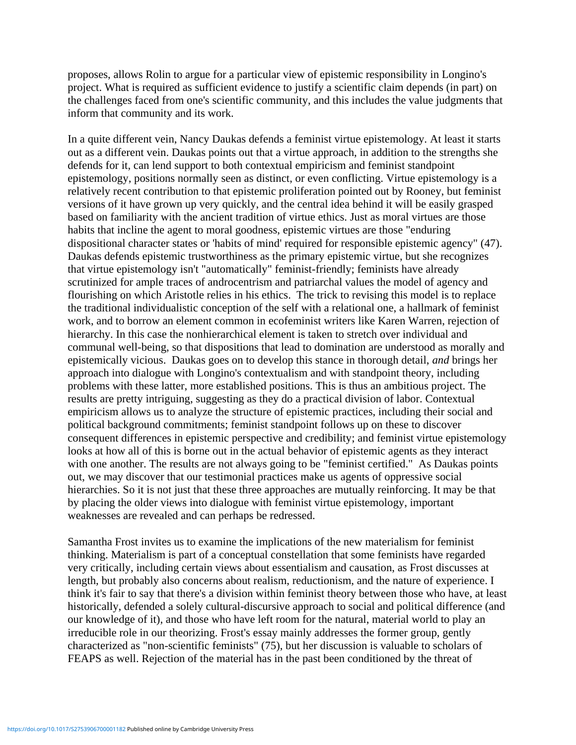proposes, allows Rolin to argue for a particular view of epistemic responsibility in Longino's project. What is required as sufficient evidence to justify a scientific claim depends (in part) on the challenges faced from one's scientific community, and this includes the value judgments that inform that community and its work.

In a quite different vein, Nancy Daukas defends a feminist virtue epistemology. At least it starts out as a different vein. Daukas points out that a virtue approach, in addition to the strengths she defends for it, can lend support to both contextual empiricism and feminist standpoint epistemology, positions normally seen as distinct, or even conflicting. Virtue epistemology is a relatively recent contribution to that epistemic proliferation pointed out by Rooney, but feminist versions of it have grown up very quickly, and the central idea behind it will be easily grasped based on familiarity with the ancient tradition of virtue ethics. Just as moral virtues are those habits that incline the agent to moral goodness, epistemic virtues are those "enduring dispositional character states or 'habits of mind' required for responsible epistemic agency" (47). Daukas defends epistemic trustworthiness as the primary epistemic virtue, but she recognizes that virtue epistemology isn't "automatically" feminist-friendly; feminists have already scrutinized for ample traces of androcentrism and patriarchal values the model of agency and flourishing on which Aristotle relies in his ethics. The trick to revising this model is to replace the traditional individualistic conception of the self with a relational one, a hallmark of feminist work, and to borrow an element common in ecofeminist writers like Karen Warren, rejection of hierarchy. In this case the nonhierarchical element is taken to stretch over individual and communal well-being, so that dispositions that lead to domination are understood as morally and epistemically vicious. Daukas goes on to develop this stance in thorough detail, *and* brings her approach into dialogue with Longino's contextualism and with standpoint theory, including problems with these latter, more established positions. This is thus an ambitious project. The results are pretty intriguing, suggesting as they do a practical division of labor. Contextual empiricism allows us to analyze the structure of epistemic practices, including their social and political background commitments; feminist standpoint follows up on these to discover consequent differences in epistemic perspective and credibility; and feminist virtue epistemology looks at how all of this is borne out in the actual behavior of epistemic agents as they interact with one another. The results are not always going to be "feminist certified." As Daukas points out, we may discover that our testimonial practices make us agents of oppressive social hierarchies. So it is not just that these three approaches are mutually reinforcing. It may be that by placing the older views into dialogue with feminist virtue epistemology, important weaknesses are revealed and can perhaps be redressed.

Samantha Frost invites us to examine the implications of the new materialism for feminist thinking. Materialism is part of a conceptual constellation that some feminists have regarded very critically, including certain views about essentialism and causation, as Frost discusses at length, but probably also concerns about realism, reductionism, and the nature of experience. I think it's fair to say that there's a division within feminist theory between those who have, at least historically, defended a solely cultural-discursive approach to social and political difference (and our knowledge of it), and those who have left room for the natural, material world to play an irreducible role in our theorizing. Frost's essay mainly addresses the former group, gently characterized as "non-scientific feminists" (75), but her discussion is valuable to scholars of FEAPS as well. Rejection of the material has in the past been conditioned by the threat of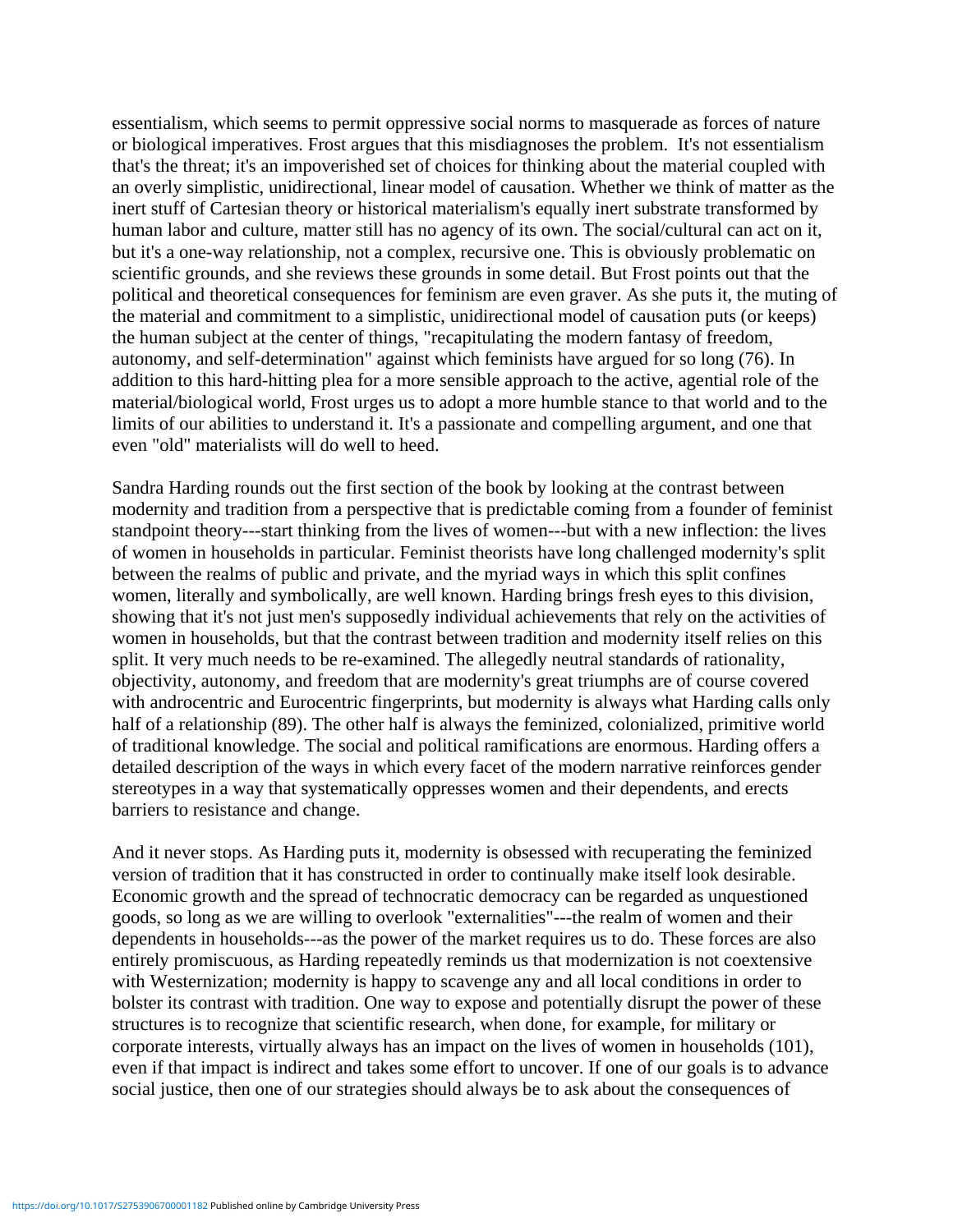essentialism, which seems to permit oppressive social norms to masquerade as forces of nature or biological imperatives. Frost argues that this misdiagnoses the problem. It's not essentialism that's the threat; it's an impoverished set of choices for thinking about the material coupled with an overly simplistic, unidirectional, linear model of causation. Whether we think of matter as the inert stuff of Cartesian theory or historical materialism's equally inert substrate transformed by human labor and culture, matter still has no agency of its own. The social/cultural can act on it, but it's a one-way relationship, not a complex, recursive one. This is obviously problematic on scientific grounds, and she reviews these grounds in some detail. But Frost points out that the political and theoretical consequences for feminism are even graver. As she puts it, the muting of the material and commitment to a simplistic, unidirectional model of causation puts (or keeps) the human subject at the center of things, "recapitulating the modern fantasy of freedom, autonomy, and self-determination" against which feminists have argued for so long (76). In addition to this hard-hitting plea for a more sensible approach to the active, agential role of the material/biological world, Frost urges us to adopt a more humble stance to that world and to the limits of our abilities to understand it. It's a passionate and compelling argument, and one that even "old" materialists will do well to heed.

Sandra Harding rounds out the first section of the book by looking at the contrast between modernity and tradition from a perspective that is predictable coming from a founder of feminist standpoint theory---start thinking from the lives of women---but with a new inflection: the lives of women in households in particular. Feminist theorists have long challenged modernity's split between the realms of public and private, and the myriad ways in which this split confines women, literally and symbolically, are well known. Harding brings fresh eyes to this division, showing that it's not just men's supposedly individual achievements that rely on the activities of women in households, but that the contrast between tradition and modernity itself relies on this split. It very much needs to be re-examined. The allegedly neutral standards of rationality, objectivity, autonomy, and freedom that are modernity's great triumphs are of course covered with androcentric and Eurocentric fingerprints, but modernity is always what Harding calls only half of a relationship (89). The other half is always the feminized, colonialized, primitive world of traditional knowledge. The social and political ramifications are enormous. Harding offers a detailed description of the ways in which every facet of the modern narrative reinforces gender stereotypes in a way that systematically oppresses women and their dependents, and erects barriers to resistance and change.

And it never stops. As Harding puts it, modernity is obsessed with recuperating the feminized version of tradition that it has constructed in order to continually make itself look desirable. Economic growth and the spread of technocratic democracy can be regarded as unquestioned goods, so long as we are willing to overlook "externalities"---the realm of women and their dependents in households---as the power of the market requires us to do. These forces are also entirely promiscuous, as Harding repeatedly reminds us that modernization is not coextensive with Westernization; modernity is happy to scavenge any and all local conditions in order to bolster its contrast with tradition. One way to expose and potentially disrupt the power of these structures is to recognize that scientific research, when done, for example, for military or corporate interests, virtually always has an impact on the lives of women in households (101), even if that impact is indirect and takes some effort to uncover. If one of our goals is to advance social justice, then one of our strategies should always be to ask about the consequences of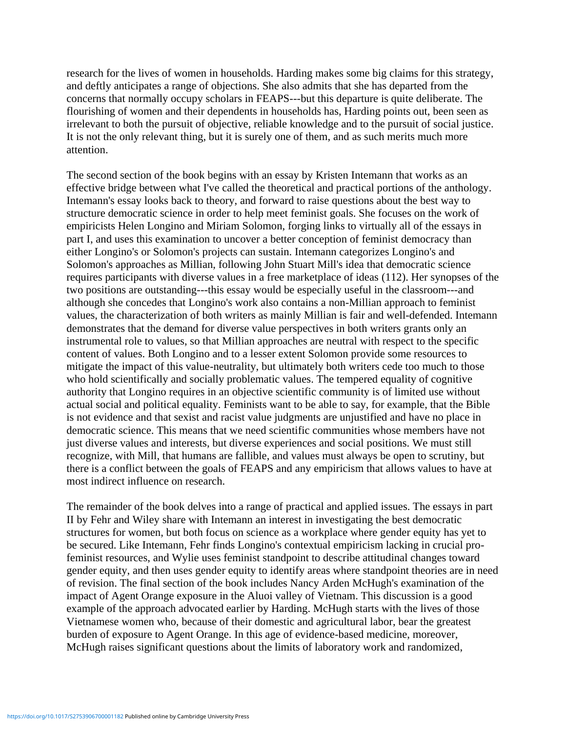research for the lives of women in households. Harding makes some big claims for this strategy, and deftly anticipates a range of objections. She also admits that she has departed from the concerns that normally occupy scholars in FEAPS---but this departure is quite deliberate. The flourishing of women and their dependents in households has, Harding points out, been seen as irrelevant to both the pursuit of objective, reliable knowledge and to the pursuit of social justice. It is not the only relevant thing, but it is surely one of them, and as such merits much more attention.

The second section of the book begins with an essay by Kristen Intemann that works as an effective bridge between what I've called the theoretical and practical portions of the anthology. Intemann's essay looks back to theory, and forward to raise questions about the best way to structure democratic science in order to help meet feminist goals. She focuses on the work of empiricists Helen Longino and Miriam Solomon, forging links to virtually all of the essays in part I, and uses this examination to uncover a better conception of feminist democracy than either Longino's or Solomon's projects can sustain. Intemann categorizes Longino's and Solomon's approaches as Millian, following John Stuart Mill's idea that democratic science requires participants with diverse values in a free marketplace of ideas (112). Her synopses of the two positions are outstanding---this essay would be especially useful in the classroom---and although she concedes that Longino's work also contains a non-Millian approach to feminist values, the characterization of both writers as mainly Millian is fair and well-defended. Intemann demonstrates that the demand for diverse value perspectives in both writers grants only an instrumental role to values, so that Millian approaches are neutral with respect to the specific content of values. Both Longino and to a lesser extent Solomon provide some resources to mitigate the impact of this value-neutrality, but ultimately both writers cede too much to those who hold scientifically and socially problematic values. The tempered equality of cognitive authority that Longino requires in an objective scientific community is of limited use without actual social and political equality. Feminists want to be able to say, for example, that the Bible is not evidence and that sexist and racist value judgments are unjustified and have no place in democratic science. This means that we need scientific communities whose members have not just diverse values and interests, but diverse experiences and social positions. We must still recognize, with Mill, that humans are fallible, and values must always be open to scrutiny, but there is a conflict between the goals of FEAPS and any empiricism that allows values to have at most indirect influence on research.

The remainder of the book delves into a range of practical and applied issues. The essays in part II by Fehr and Wiley share with Intemann an interest in investigating the best democratic structures for women, but both focus on science as a workplace where gender equity has yet to be secured. Like Intemann, Fehr finds Longino's contextual empiricism lacking in crucial pro-feminist resources, and Wylie uses feminist standpoint to describe attitudinal changes toward gender equity, and then uses gender equity to identify areas where standpoint theories are in need of revision. The final section of the book includes Nancy Arden McHugh's examination of the impact of Agent Orange exposure in the Aluoi valley of Vietnam. This discussion is a good example of the approach advocated earlier by Harding. McHugh starts with the lives of those Vietnamese women who, because of their domestic and agricultural labor, bear the greatest burden of exposure to Agent Orange. In this age of evidence-based medicine, moreover, McHugh raises significant questions about the limits of laboratory work and randomized,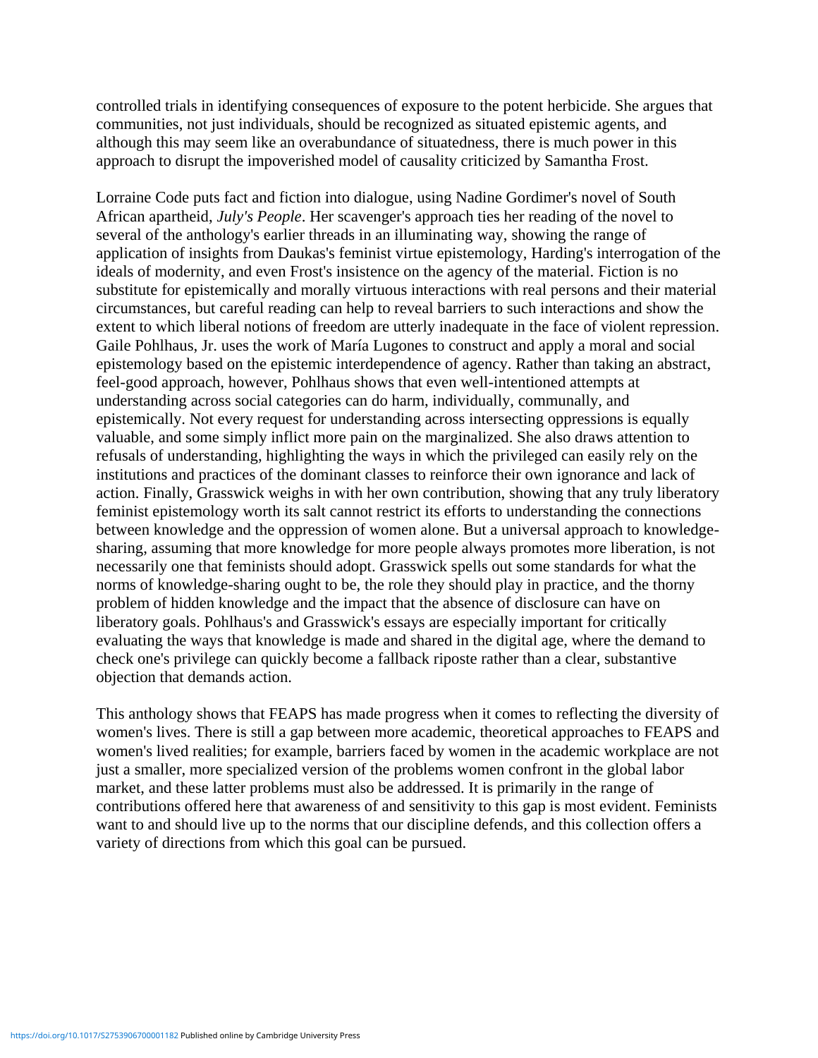controlled trials in identifying consequences of exposure to the potent herbicide. She argues that communities, not just individuals, should be recognized as situated epistemic agents, and although this may seem like an overabundance of situatedness, there is much power in this approach to disrupt the impoverished model of causality criticized by Samantha Frost.

Lorraine Code puts fact and fiction into dialogue, using Nadine Gordimer's novel of South African apartheid, *July's People*. Her scavenger's approach ties her reading of the novel to several of the anthology's earlier threads in an illuminating way, showing the range of application of insights from Daukas's feminist virtue epistemology, Harding's interrogation of the ideals of modernity, and even Frost's insistence on the agency of the material. Fiction is no substitute for epistemically and morally virtuous interactions with real persons and their material circumstances, but careful reading can help to reveal barriers to such interactions and show the extent to which liberal notions of freedom are utterly inadequate in the face of violent repression. Gaile Pohlhaus, Jr. uses the work of María Lugones to construct and apply a moral and social epistemology based on the epistemic interdependence of agency. Rather than taking an abstract, feel-good approach, however, Pohlhaus shows that even well-intentioned attempts at understanding across social categories can do harm, individually, communally, and epistemically. Not every request for understanding across intersecting oppressions is equally valuable, and some simply inflict more pain on the marginalized. She also draws attention to refusals of understanding, highlighting the ways in which the privileged can easily rely on the institutions and practices of the dominant classes to reinforce their own ignorance and lack of action. Finally, Grasswick weighs in with her own contribution, showing that any truly liberatory feminist epistemology worth its salt cannot restrict its efforts to understanding the connections between knowledge and the oppression of women alone. But a universal approach to knowledge-sharing, assuming that more knowledge for more people always promotes more liberation, is not necessarily one that feminists should adopt. Grasswick spells out some standards for what the norms of knowledge-sharing ought to be, the role they should play in practice, and the thorny problem of hidden knowledge and the impact that the absence of disclosure can have on liberatory goals. Pohlhaus's and Grasswick's essays are especially important for critically evaluating the ways that knowledge is made and shared in the digital age, where the demand to check one's privilege can quickly become a fallback riposte rather than a clear, substantive objection that demands action.

This anthology shows that FEAPS has made progress when it comes to reflecting the diversity of women's lives. There is still a gap between more academic, theoretical approaches to FEAPS and women's lived realities; for example, barriers faced by women in the academic workplace are not just a smaller, more specialized version of the problems women confront in the global labor market, and these latter problems must also be addressed. It is primarily in the range of contributions offered here that awareness of and sensitivity to this gap is most evident. Feminists want to and should live up to the norms that our discipline defends, and this collection offers a variety of directions from which this goal can be pursued.